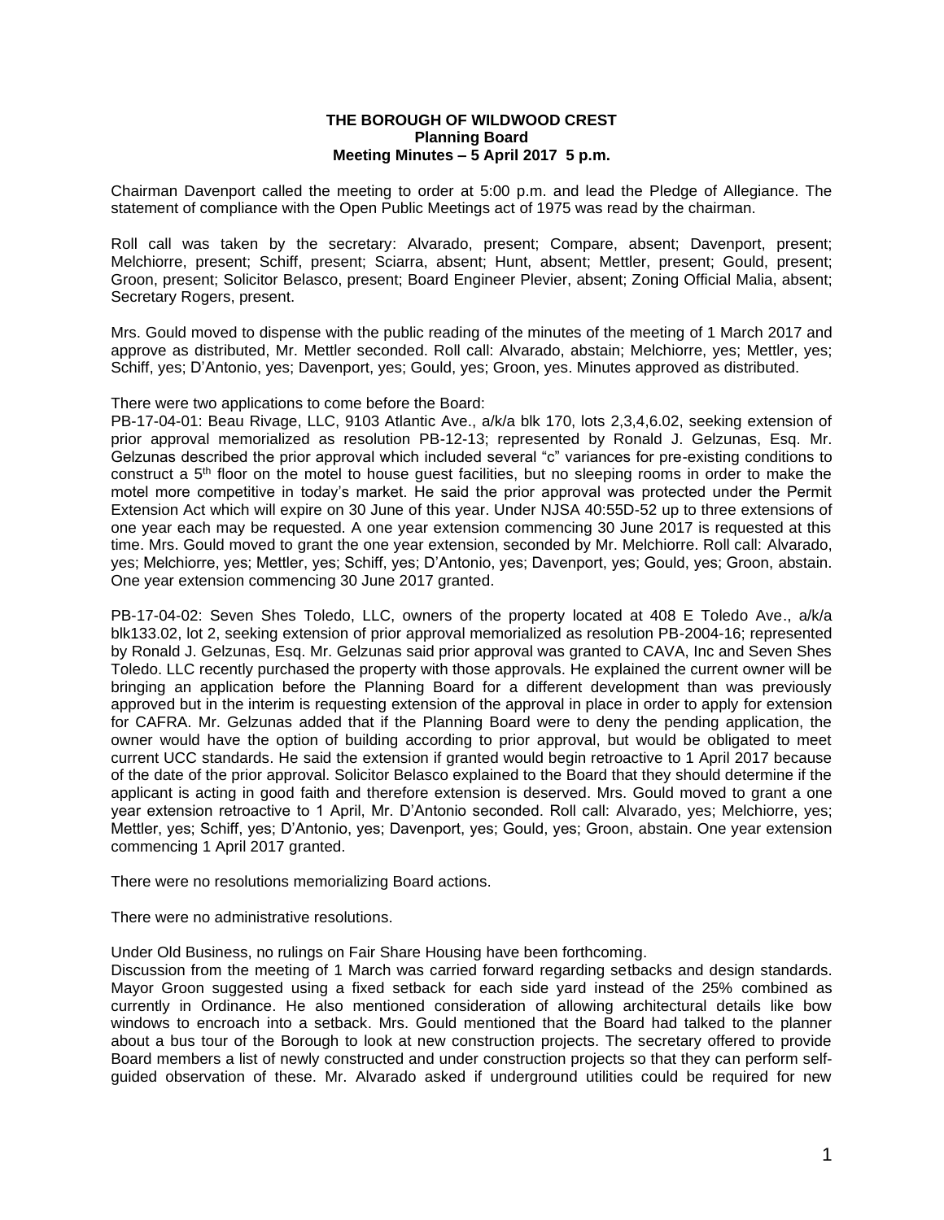**THE BOROUGH OF WILDWOOD CREST**
**Planning Board**
**Meeting Minutes – 5 April 2017 5 p.m.**

Chairman Davenport called the meeting to order at 5:00 p.m. and lead the Pledge of Allegiance. The statement of compliance with the Open Public Meetings act of 1975 was read by the chairman.

Roll call was taken by the secretary: Alvarado, present; Compare, absent; Davenport, present; Melchiorre, present; Schiff, present; Sciarra, absent; Hunt, absent; Mettler, present; Gould, present; Groon, present; Solicitor Belasco, present; Board Engineer Plevier, absent; Zoning Official Malia, absent; Secretary Rogers, present.

Mrs. Gould moved to dispense with the public reading of the minutes of the meeting of 1 March 2017 and approve as distributed, Mr. Mettler seconded. Roll call: Alvarado, abstain; Melchiorre, yes; Mettler, yes; Schiff, yes; D'Antonio, yes; Davenport, yes; Gould, yes; Groon, yes. Minutes approved as distributed.

There were two applications to come before the Board:
PB-17-04-01: Beau Rivage, LLC, 9103 Atlantic Ave., a/k/a blk 170, lots 2,3,4,6.02, seeking extension of prior approval memorialized as resolution PB-12-13; represented by Ronald J. Gelzunas, Esq. Mr. Gelzunas described the prior approval which included several "c" variances for pre-existing conditions to construct a 5th floor on the motel to house guest facilities, but no sleeping rooms in order to make the motel more competitive in today's market. He said the prior approval was protected under the Permit Extension Act which will expire on 30 June of this year. Under NJSA 40:55D-52 up to three extensions of one year each may be requested. A one year extension commencing 30 June 2017 is requested at this time. Mrs. Gould moved to grant the one year extension, seconded by Mr. Melchiorre. Roll call: Alvarado, yes; Melchiorre, yes; Mettler, yes; Schiff, yes; D'Antonio, yes; Davenport, yes; Gould, yes; Groon, abstain. One year extension commencing 30 June 2017 granted.

PB-17-04-02: Seven Shes Toledo, LLC, owners of the property located at 408 E Toledo Ave., a/k/a blk133.02, lot 2, seeking extension of prior approval memorialized as resolution PB-2004-16; represented by Ronald J. Gelzunas, Esq. Mr. Gelzunas said prior approval was granted to CAVA, Inc and Seven Shes Toledo. LLC recently purchased the property with those approvals. He explained the current owner will be bringing an application before the Planning Board for a different development than was previously approved but in the interim is requesting extension of the approval in place in order to apply for extension for CAFRA. Mr. Gelzunas added that if the Planning Board were to deny the pending application, the owner would have the option of building according to prior approval, but would be obligated to meet current UCC standards. He said the extension if granted would begin retroactive to 1 April 2017 because of the date of the prior approval. Solicitor Belasco explained to the Board that they should determine if the applicant is acting in good faith and therefore extension is deserved. Mrs. Gould moved to grant a one year extension retroactive to 1 April, Mr. D'Antonio seconded. Roll call: Alvarado, yes; Melchiorre, yes; Mettler, yes; Schiff, yes; D'Antonio, yes; Davenport, yes; Gould, yes; Groon, abstain. One year extension commencing 1 April 2017 granted.

There were no resolutions memorializing Board actions.

There were no administrative resolutions.

Under Old Business, no rulings on Fair Share Housing have been forthcoming.
Discussion from the meeting of 1 March was carried forward regarding setbacks and design standards. Mayor Groon suggested using a fixed setback for each side yard instead of the 25% combined as currently in Ordinance. He also mentioned consideration of allowing architectural details like bow windows to encroach into a setback. Mrs. Gould mentioned that the Board had talked to the planner about a bus tour of the Borough to look at new construction projects. The secretary offered to provide Board members a list of newly constructed and under construction projects so that they can perform self-guided observation of these. Mr. Alvarado asked if underground utilities could be required for new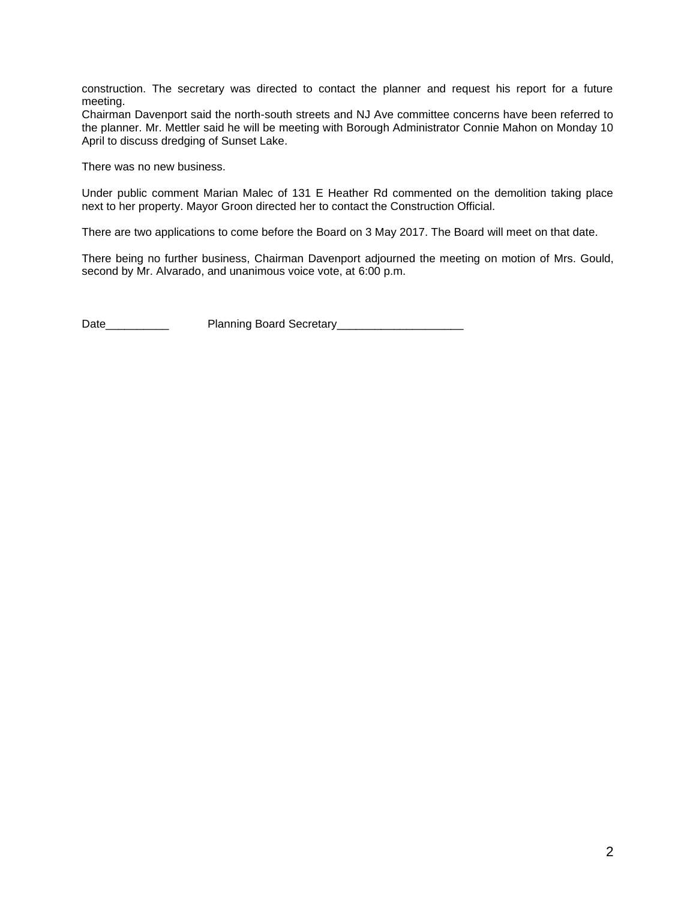construction. The secretary was directed to contact the planner and request his report for a future meeting.
Chairman Davenport said the north-south streets and NJ Ave committee concerns have been referred to the planner. Mr. Mettler said he will be meeting with Borough Administrator Connie Mahon on Monday 10 April to discuss dredging of Sunset Lake.

There was no new business.

Under public comment Marian Malec of 131 E Heather Rd commented on the demolition taking place next to her property. Mayor Groon directed her to contact the Construction Official.

There are two applications to come before the Board on 3 May 2017. The Board will meet on that date.

There being no further business, Chairman Davenport adjourned the meeting on motion of Mrs. Gould, second by Mr. Alvarado, and unanimous voice vote, at 6:00 p.m.

Date__________ Planning Board Secretary____________________